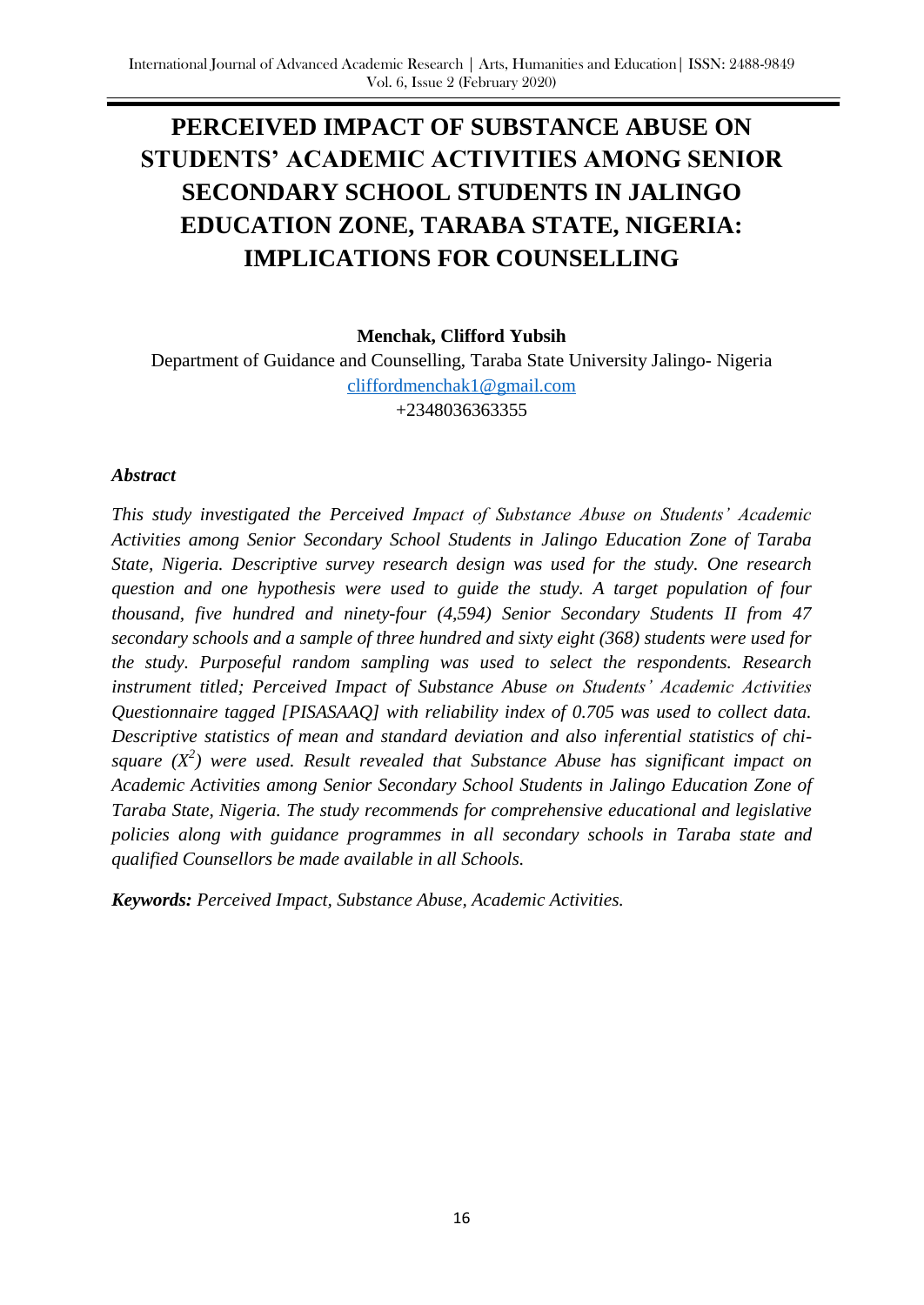# PERCEIVED IMPACT OF SUBSTANCE ABUSE ON STUDENTS' ACADEMIC ACTIVITIES AMONG SENIOR SECONDARY SCHOOL STUDENTS IN JALINGO EDUCATION ZONE, TARABA STATE, NIGERIA: IMPLICATIONS FOR COUNSELLING

**Menchak, Clifford Yubsih**

Department of Guidance and Counselling, Taraba State University Jalingo- Nigeria
cliffordmenchak1@gmail.com
+2348036363355

***Abstract***

*This study investigated the Perceived Impact of Substance Abuse on Students' Academic Activities among Senior Secondary School Students in Jalingo Education Zone of Taraba State, Nigeria. Descriptive survey research design was used for the study. One research question and one hypothesis were used to guide the study. A target population of four thousand, five hundred and ninety-four (4,594) Senior Secondary Students II from 47 secondary schools and a sample of three hundred and sixty eight (368) students were used for the study. Purposeful random sampling was used to select the respondents. Research instrument titled; Perceived Impact of Substance Abuse on Students' Academic Activities Questionnaire tagged [PISASAAQ] with reliability index of 0.705 was used to collect data. Descriptive statistics of mean and standard deviation and also inferential statistics of chi-square ($X^2$) were used. Result revealed that Substance Abuse has significant impact on Academic Activities among Senior Secondary School Students in Jalingo Education Zone of Taraba State, Nigeria. The study recommends for comprehensive educational and legislative policies along with guidance programmes in all secondary schools in Taraba state and qualified Counsellors be made available in all Schools.*

***Keywords:*** *Perceived Impact, Substance Abuse, Academic Activities.*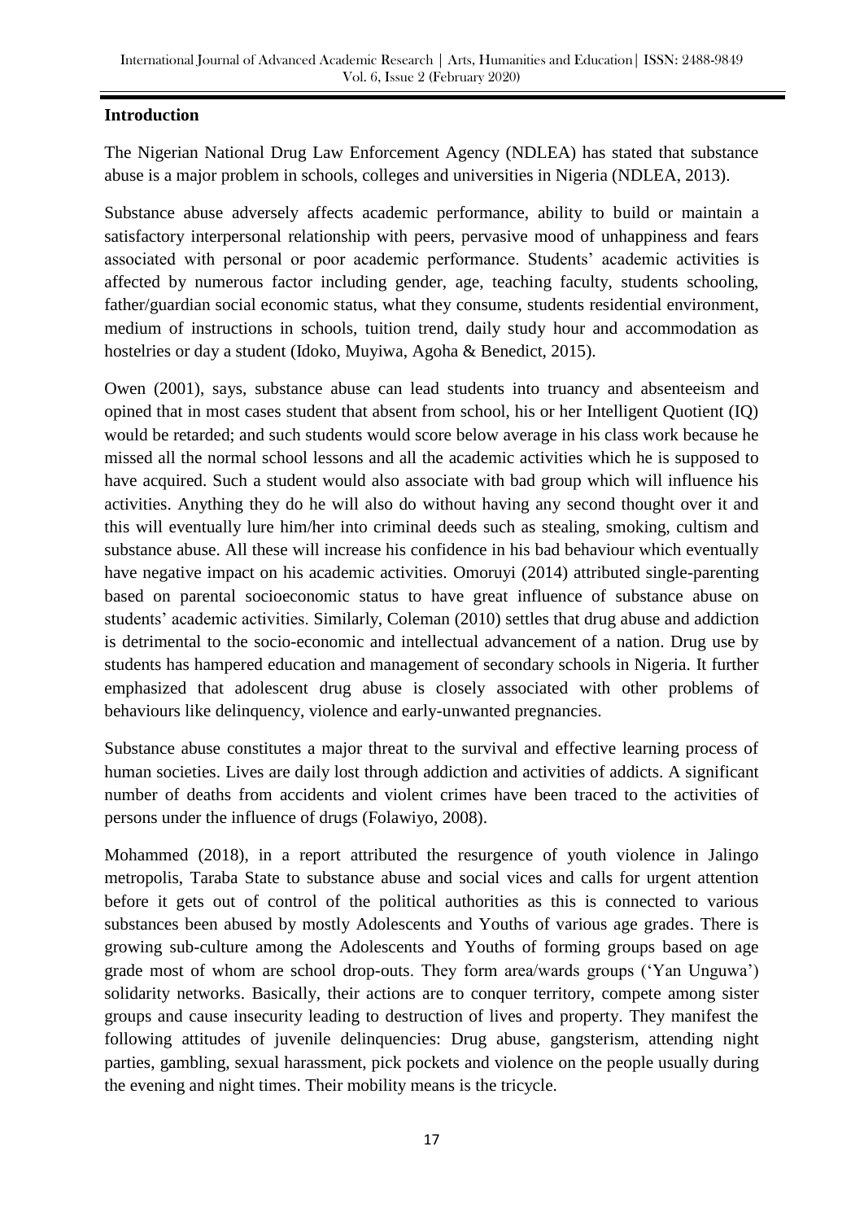## Introduction

The Nigerian National Drug Law Enforcement Agency (NDLEA) has stated that substance abuse is a major problem in schools, colleges and universities in Nigeria (NDLEA, 2013).

Substance abuse adversely affects academic performance, ability to build or maintain a satisfactory interpersonal relationship with peers, pervasive mood of unhappiness and fears associated with personal or poor academic performance. Students' academic activities is affected by numerous factor including gender, age, teaching faculty, students schooling, father/guardian social economic status, what they consume, students residential environment, medium of instructions in schools, tuition trend, daily study hour and accommodation as hostelries or day a student (Idoko, Muyiwa, Agoha & Benedict, 2015).

Owen (2001), says, substance abuse can lead students into truancy and absenteeism and opined that in most cases student that absent from school, his or her Intelligent Quotient (IQ) would be retarded; and such students would score below average in his class work because he missed all the normal school lessons and all the academic activities which he is supposed to have acquired. Such a student would also associate with bad group which will influence his activities. Anything they do he will also do without having any second thought over it and this will eventually lure him/her into criminal deeds such as stealing, smoking, cultism and substance abuse. All these will increase his confidence in his bad behaviour which eventually have negative impact on his academic activities. Omoruyi (2014) attributed single-parenting based on parental socioeconomic status to have great influence of substance abuse on students' academic activities. Similarly, Coleman (2010) settles that drug abuse and addiction is detrimental to the socio-economic and intellectual advancement of a nation. Drug use by students has hampered education and management of secondary schools in Nigeria. It further emphasized that adolescent drug abuse is closely associated with other problems of behaviours like delinquency, violence and early-unwanted pregnancies.

Substance abuse constitutes a major threat to the survival and effective learning process of human societies. Lives are daily lost through addiction and activities of addicts. A significant number of deaths from accidents and violent crimes have been traced to the activities of persons under the influence of drugs (Folawiyo, 2008).

Mohammed (2018), in a report attributed the resurgence of youth violence in Jalingo metropolis, Taraba State to substance abuse and social vices and calls for urgent attention before it gets out of control of the political authorities as this is connected to various substances been abused by mostly Adolescents and Youths of various age grades. There is growing sub-culture among the Adolescents and Youths of forming groups based on age grade most of whom are school drop-outs. They form area/wards groups ('Yan Unguwa') solidarity networks. Basically, their actions are to conquer territory, compete among sister groups and cause insecurity leading to destruction of lives and property. They manifest the following attitudes of juvenile delinquencies: Drug abuse, gangsterism, attending night parties, gambling, sexual harassment, pick pockets and violence on the people usually during the evening and night times. Their mobility means is the tricycle.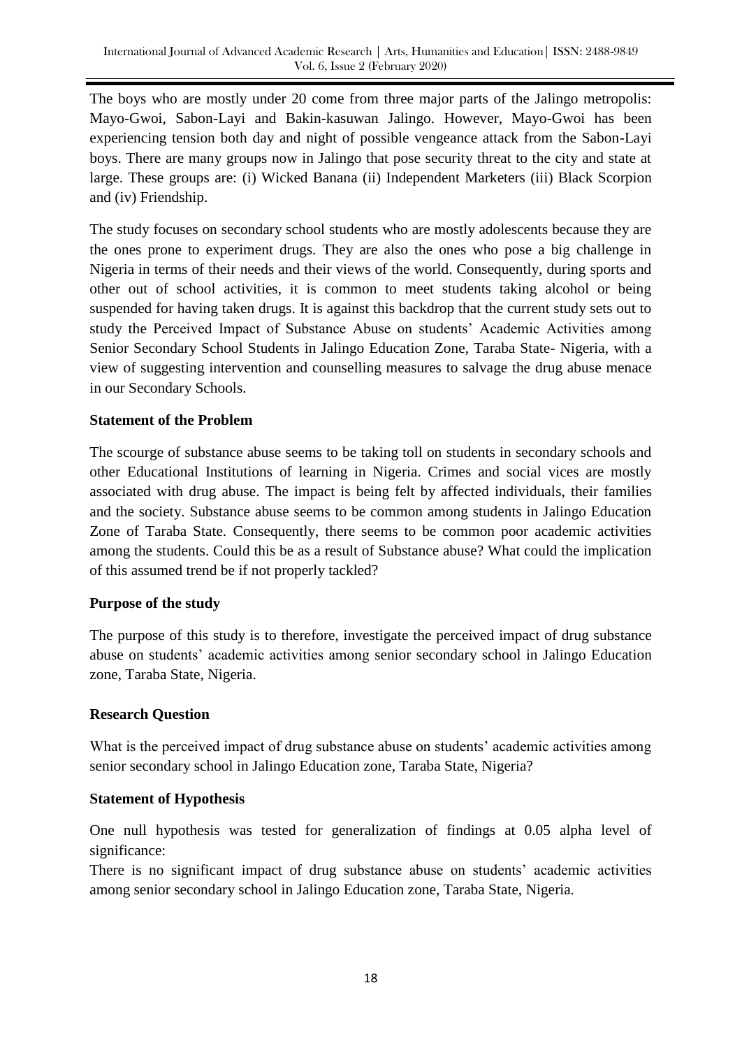The boys who are mostly under 20 come from three major parts of the Jalingo metropolis: Mayo-Gwoi, Sabon-Layi and Bakin-kasuwan Jalingo. However, Mayo-Gwoi has been experiencing tension both day and night of possible vengeance attack from the Sabon-Layi boys. There are many groups now in Jalingo that pose security threat to the city and state at large. These groups are: (i) Wicked Banana (ii) Independent Marketers (iii) Black Scorpion and (iv) Friendship.

The study focuses on secondary school students who are mostly adolescents because they are the ones prone to experiment drugs. They are also the ones who pose a big challenge in Nigeria in terms of their needs and their views of the world. Consequently, during sports and other out of school activities, it is common to meet students taking alcohol or being suspended for having taken drugs. It is against this backdrop that the current study sets out to study the Perceived Impact of Substance Abuse on students' Academic Activities among Senior Secondary School Students in Jalingo Education Zone, Taraba State- Nigeria, with a view of suggesting intervention and counselling measures to salvage the drug abuse menace in our Secondary Schools.

**Statement of the Problem**

The scourge of substance abuse seems to be taking toll on students in secondary schools and other Educational Institutions of learning in Nigeria. Crimes and social vices are mostly associated with drug abuse. The impact is being felt by affected individuals, their families and the society. Substance abuse seems to be common among students in Jalingo Education Zone of Taraba State. Consequently, there seems to be common poor academic activities among the students. Could this be as a result of Substance abuse? What could the implication of this assumed trend be if not properly tackled?

**Purpose of the study**

The purpose of this study is to therefore, investigate the perceived impact of drug substance abuse on students' academic activities among senior secondary school in Jalingo Education zone, Taraba State, Nigeria.

**Research Question**

What is the perceived impact of drug substance abuse on students' academic activities among senior secondary school in Jalingo Education zone, Taraba State, Nigeria?

**Statement of Hypothesis**

One null hypothesis was tested for generalization of findings at 0.05 alpha level of significance:

There is no significant impact of drug substance abuse on students' academic activities among senior secondary school in Jalingo Education zone, Taraba State, Nigeria.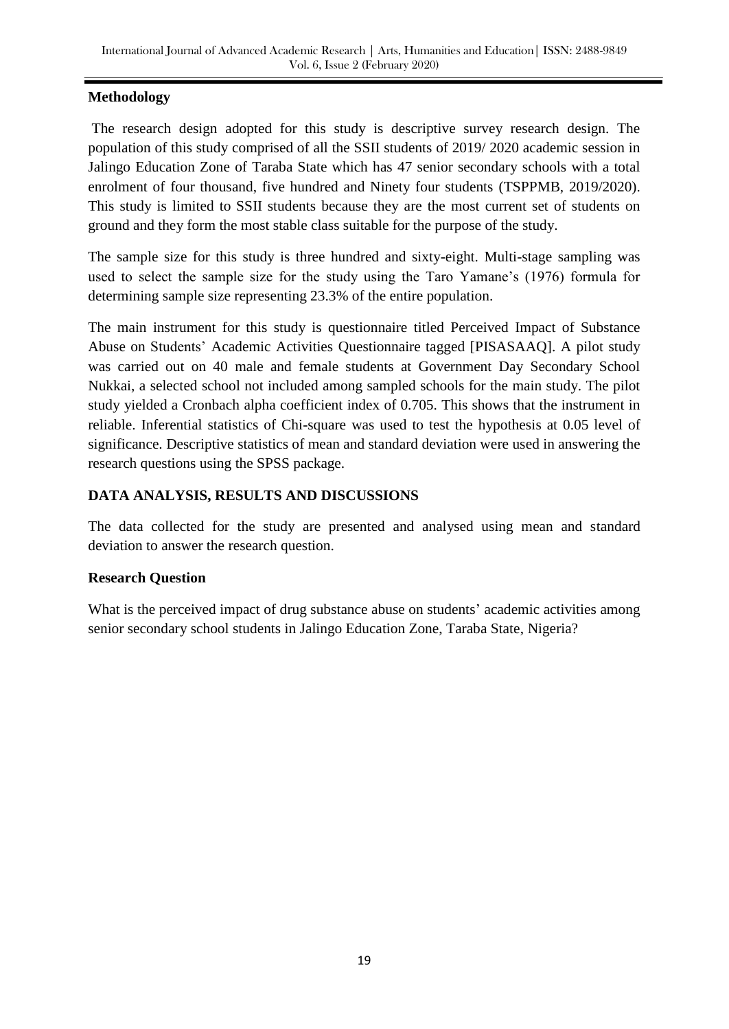## Methodology

The research design adopted for this study is descriptive survey research design. The population of this study comprised of all the SSII students of 2019/ 2020 academic session in Jalingo Education Zone of Taraba State which has 47 senior secondary schools with a total enrolment of four thousand, five hundred and Ninety four students (TSPPMB, 2019/2020). This study is limited to SSII students because they are the most current set of students on ground and they form the most stable class suitable for the purpose of the study.

The sample size for this study is three hundred and sixty-eight. Multi-stage sampling was used to select the sample size for the study using the Taro Yamane's (1976) formula for determining sample size representing 23.3% of the entire population.

The main instrument for this study is questionnaire titled Perceived Impact of Substance Abuse on Students' Academic Activities Questionnaire tagged [PISASAAQ]. A pilot study was carried out on 40 male and female students at Government Day Secondary School Nukkai, a selected school not included among sampled schools for the main study. The pilot study yielded a Cronbach alpha coefficient index of 0.705. This shows that the instrument in reliable. Inferential statistics of Chi-square was used to test the hypothesis at 0.05 level of significance. Descriptive statistics of mean and standard deviation were used in answering the research questions using the SPSS package.

## DATA ANALYSIS, RESULTS AND DISCUSSIONS

The data collected for the study are presented and analysed using mean and standard deviation to answer the research question.

### Research Question

What is the perceived impact of drug substance abuse on students' academic activities among senior secondary school students in Jalingo Education Zone, Taraba State, Nigeria?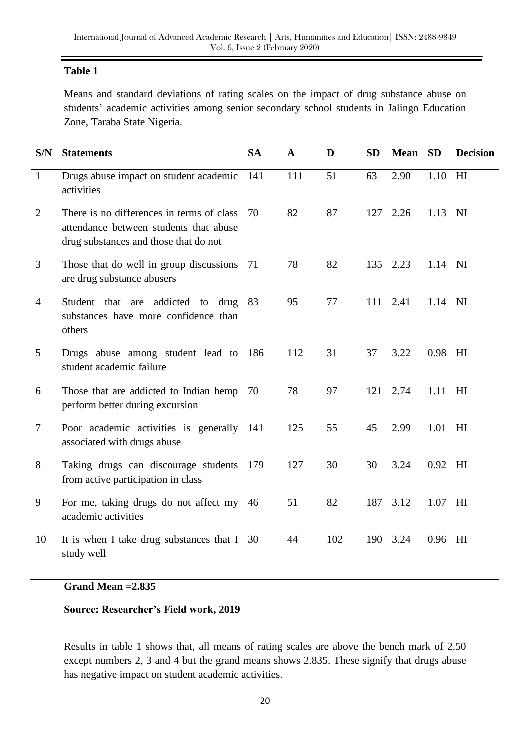**Table 1**

Means and standard deviations of rating scales on the impact of drug substance abuse on students' academic activities among senior secondary school students in Jalingo Education Zone, Taraba State Nigeria.

| S/N | Statements | SA | A | D | SD | Mean | SD | Decision |
|---|---|---|---|---|---|---|---|---|
| 1 | Drugs abuse impact on student academic activities | 141 | 111 | 51 | 63 | 2.90 | 1.10 | HI |
| 2 | There is no differences in terms of class attendance between students that abuse drug substances and those that do not | 70 | 82 | 87 | 127 | 2.26 | 1.13 | NI |
| 3 | Those that do well in group discussions are drug substance abusers | 71 | 78 | 82 | 135 | 2.23 | 1.14 | NI |
| 4 | Student that are addicted to drug substances have more confidence than others | 83 | 95 | 77 | 111 | 2.41 | 1.14 | NI |
| 5 | Drugs abuse among student lead to student academic failure | 186 | 112 | 31 | 37 | 3.22 | 0.98 | HI |
| 6 | Those that are addicted to Indian hemp perform better during excursion | 70 | 78 | 97 | 121 | 2.74 | 1.11 | HI |
| 7 | Poor academic activities is generally associated with drugs abuse | 141 | 125 | 55 | 45 | 2.99 | 1.01 | HI |
| 8 | Taking drugs can discourage students from active participation in class | 179 | 127 | 30 | 30 | 3.24 | 0.92 | HI |
| 9 | For me, taking drugs do not affect my academic activities | 46 | 51 | 82 | 187 | 3.12 | 1.07 | HI |
| 10 | It is when I take drug substances that I study well | 30 | 44 | 102 | 190 | 3.24 | 0.96 | HI |

**Grand Mean =2.835**

**Source: Researcher's Field work, 2019**

Results in table 1 shows that, all means of rating scales are above the bench mark of 2.50 except numbers 2, 3 and 4 but the grand means shows 2.835. These signify that drugs abuse has negative impact on student academic activities.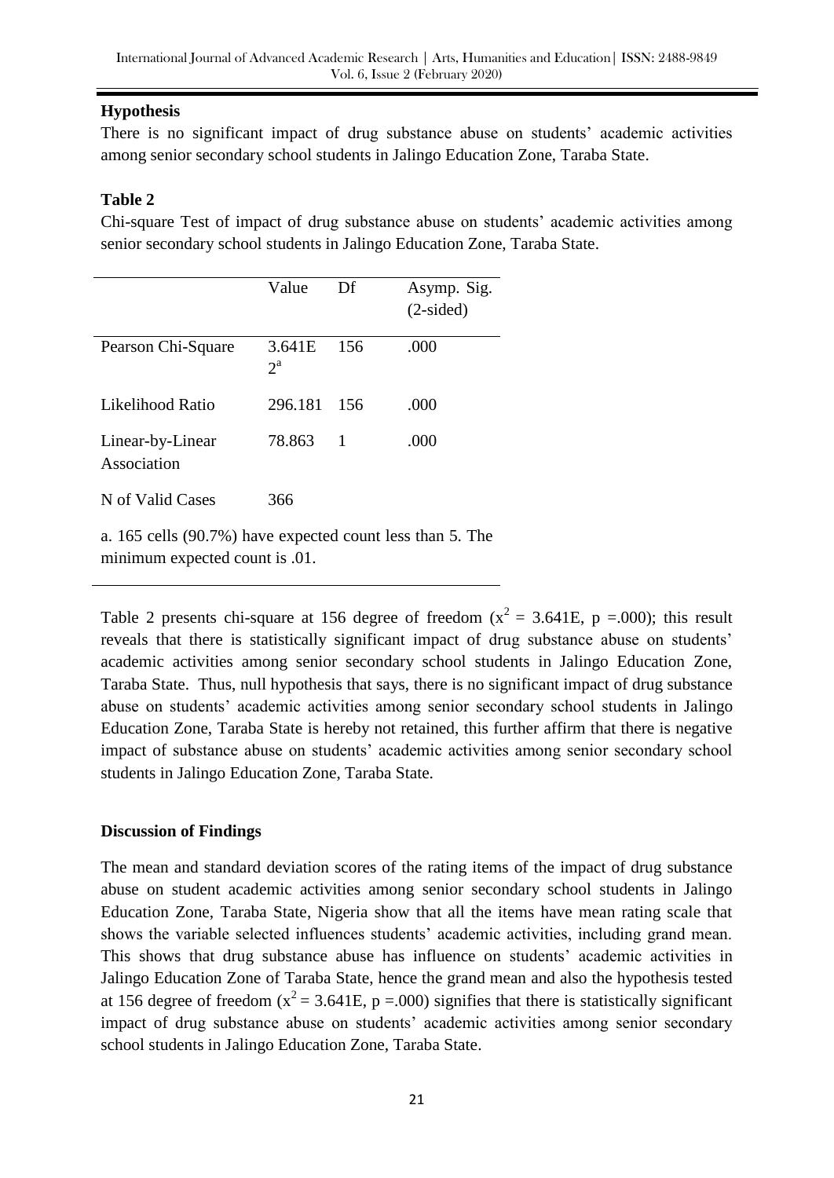**Hypothesis**

There is no significant impact of drug substance abuse on students' academic activities among senior secondary school students in Jalingo Education Zone, Taraba State.

**Table 2**

Chi-square Test of impact of drug substance abuse on students' academic activities among senior secondary school students in Jalingo Education Zone, Taraba State.

| | Value | Df | Asymp. Sig. (2-sided) |
|---|---|---|---|
| Pearson Chi-Square | 3.641E 2[a] | 156 | .000 |
| Likelihood Ratio | 296.181 | 156 | .000 |
| Linear-by-Linear Association | 78.863 | 1 | .000 |
| N of Valid Cases | 366 | | |

a. 165 cells (90.7%) have expected count less than 5. The minimum expected count is .01.

Table 2 presents chi-square at 156 degree of freedom ($x^2$ = 3.641E, p =.000); this result reveals that there is statistically significant impact of drug substance abuse on students' academic activities among senior secondary school students in Jalingo Education Zone, Taraba State. Thus, null hypothesis that says, there is no significant impact of drug substance abuse on students' academic activities among senior secondary school students in Jalingo Education Zone, Taraba State is hereby not retained, this further affirm that there is negative impact of substance abuse on students' academic activities among senior secondary school students in Jalingo Education Zone, Taraba State.

**Discussion of Findings**

The mean and standard deviation scores of the rating items of the impact of drug substance abuse on student academic activities among senior secondary school students in Jalingo Education Zone, Taraba State, Nigeria show that all the items have mean rating scale that shows the variable selected influences students' academic activities, including grand mean. This shows that drug substance abuse has influence on students' academic activities in Jalingo Education Zone of Taraba State, hence the grand mean and also the hypothesis tested at 156 degree of freedom ($x^2$ = 3.641E, p =.000) signifies that there is statistically significant impact of drug substance abuse on students' academic activities among senior secondary school students in Jalingo Education Zone, Taraba State.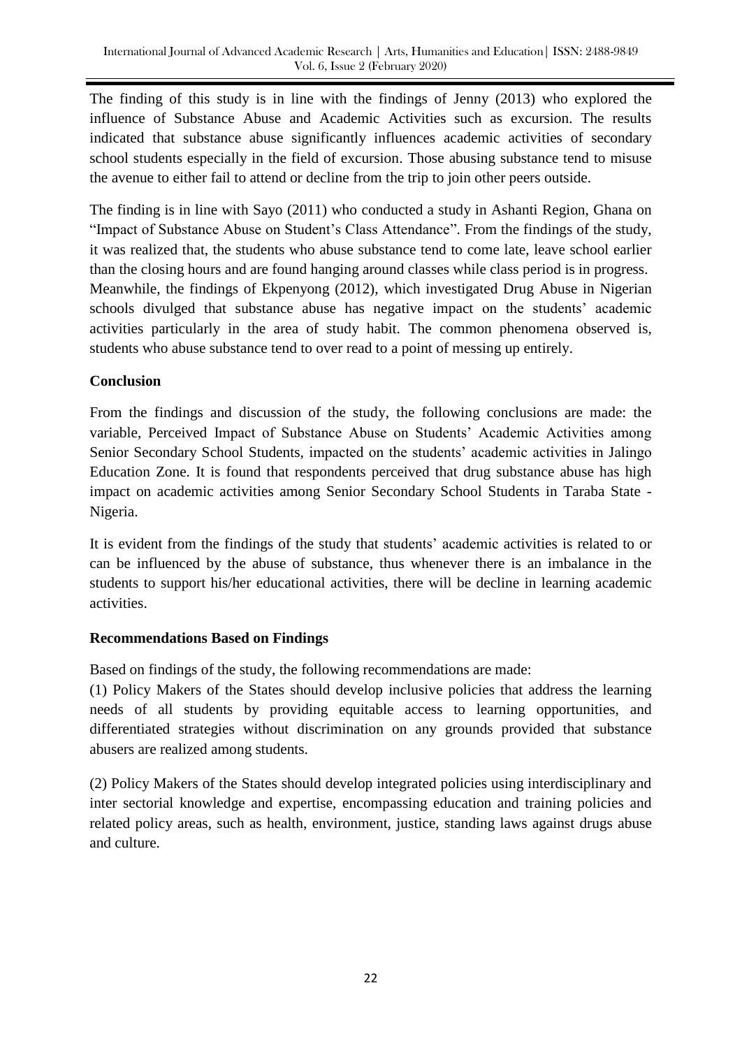The finding of this study is in line with the findings of Jenny (2013) who explored the influence of Substance Abuse and Academic Activities such as excursion. The results indicated that substance abuse significantly influences academic activities of secondary school students especially in the field of excursion. Those abusing substance tend to misuse the avenue to either fail to attend or decline from the trip to join other peers outside.

The finding is in line with Sayo (2011) who conducted a study in Ashanti Region, Ghana on "Impact of Substance Abuse on Student's Class Attendance". From the findings of the study, it was realized that, the students who abuse substance tend to come late, leave school earlier than the closing hours and are found hanging around classes while class period is in progress. Meanwhile, the findings of Ekpenyong (2012), which investigated Drug Abuse in Nigerian schools divulged that substance abuse has negative impact on the students' academic activities particularly in the area of study habit. The common phenomena observed is, students who abuse substance tend to over read to a point of messing up entirely.

## Conclusion

From the findings and discussion of the study, the following conclusions are made: the variable, Perceived Impact of Substance Abuse on Students' Academic Activities among Senior Secondary School Students, impacted on the students' academic activities in Jalingo Education Zone. It is found that respondents perceived that drug substance abuse has high impact on academic activities among Senior Secondary School Students in Taraba State - Nigeria.

It is evident from the findings of the study that students' academic activities is related to or can be influenced by the abuse of substance, thus whenever there is an imbalance in the students to support his/her educational activities, there will be decline in learning academic activities.

## Recommendations Based on Findings

Based on findings of the study, the following recommendations are made:

(1) Policy Makers of the States should develop inclusive policies that address the learning needs of all students by providing equitable access to learning opportunities, and differentiated strategies without discrimination on any grounds provided that substance abusers are realized among students.

(2) Policy Makers of the States should develop integrated policies using interdisciplinary and inter sectorial knowledge and expertise, encompassing education and training policies and related policy areas, such as health, environment, justice, standing laws against drugs abuse and culture.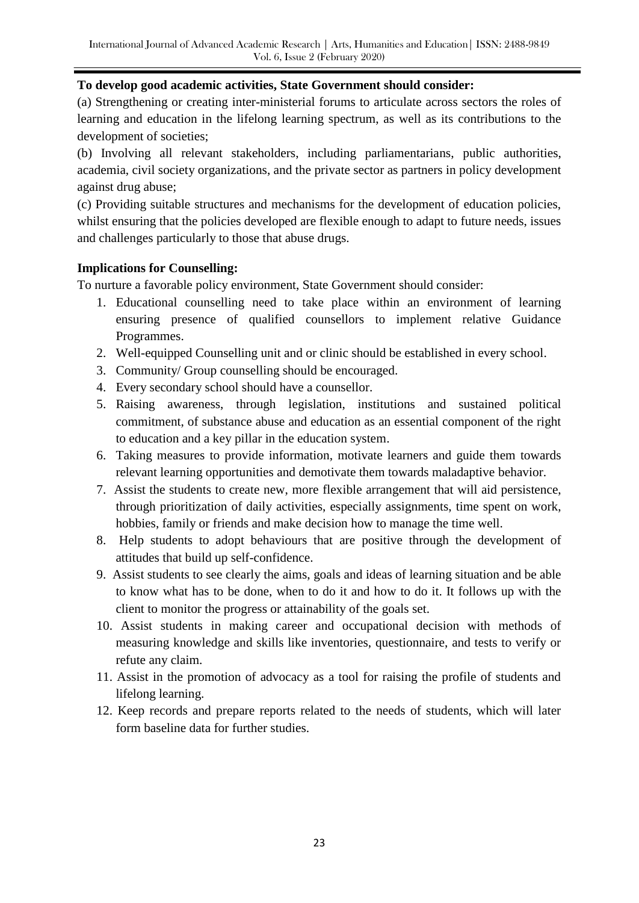**To develop good academic activities, State Government should consider:**

(a) Strengthening or creating inter-ministerial forums to articulate across sectors the roles of learning and education in the lifelong learning spectrum, as well as its contributions to the development of societies;

(b) Involving all relevant stakeholders, including parliamentarians, public authorities, academia, civil society organizations, and the private sector as partners in policy development against drug abuse;

(c) Providing suitable structures and mechanisms for the development of education policies, whilst ensuring that the policies developed are flexible enough to adapt to future needs, issues and challenges particularly to those that abuse drugs.

**Implications for Counselling:**

To nurture a favorable policy environment, State Government should consider:

1. Educational counselling need to take place within an environment of learning ensuring presence of qualified counsellors to implement relative Guidance Programmes.
2. Well-equipped Counselling unit and or clinic should be established in every school.
3. Community/ Group counselling should be encouraged.
4. Every secondary school should have a counsellor.
5. Raising awareness, through legislation, institutions and sustained political commitment, of substance abuse and education as an essential component of the right to education and a key pillar in the education system.
6. Taking measures to provide information, motivate learners and guide them towards relevant learning opportunities and demotivate them towards maladaptive behavior.
7. Assist the students to create new, more flexible arrangement that will aid persistence, through prioritization of daily activities, especially assignments, time spent on work, hobbies, family or friends and make decision how to manage the time well.
8. Help students to adopt behaviours that are positive through the development of attitudes that build up self-confidence.
9. Assist students to see clearly the aims, goals and ideas of learning situation and be able to know what has to be done, when to do it and how to do it. It follows up with the client to monitor the progress or attainability of the goals set.
10. Assist students in making career and occupational decision with methods of measuring knowledge and skills like inventories, questionnaire, and tests to verify or refute any claim.
11. Assist in the promotion of advocacy as a tool for raising the profile of students and lifelong learning.
12. Keep records and prepare reports related to the needs of students, which will later form baseline data for further studies.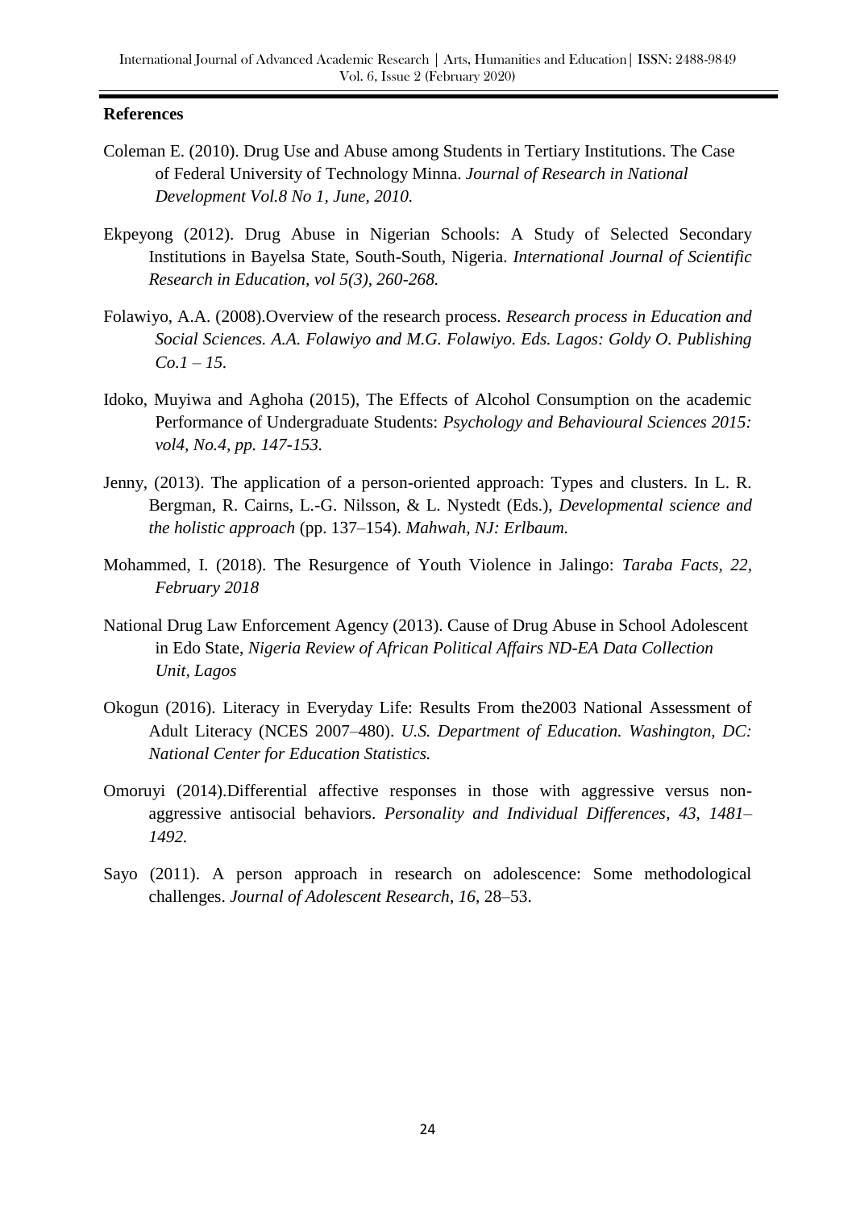## References

Coleman E. (2010). Drug Use and Abuse among Students in Tertiary Institutions. The Case of Federal University of Technology Minna. *Journal of Research in National Development Vol.8 No 1, June, 2010.*

Ekpeyong (2012). Drug Abuse in Nigerian Schools: A Study of Selected Secondary Institutions in Bayelsa State, South-South, Nigeria. *International Journal of Scientific Research in Education, vol 5(3), 260-268.*

Folawiyo, A.A. (2008).Overview of the research process. *Research process in Education and Social Sciences. A.A. Folawiyo and M.G. Folawiyo. Eds. Lagos: Goldy O. Publishing Co.1 – 15.*

Idoko, Muyiwa and Aghoha (2015), The Effects of Alcohol Consumption on the academic Performance of Undergraduate Students: *Psychology and Behavioural Sciences 2015: vol4, No.4, pp. 147-153.*

Jenny, (2013). The application of a person-oriented approach: Types and clusters. In L. R. Bergman, R. Cairns, L.-G. Nilsson, & L. Nystedt (Eds.), *Developmental science and the holistic approach* (pp. 137–154). *Mahwah, NJ: Erlbaum.*

Mohammed, I. (2018). The Resurgence of Youth Violence in Jalingo: *Taraba Facts, 22, February 2018*

National Drug Law Enforcement Agency (2013). Cause of Drug Abuse in School Adolescent in Edo State, *Nigeria Review of African Political Affairs ND-EA Data Collection Unit, Lagos*

Okogun (2016). Literacy in Everyday Life: Results From the2003 National Assessment of Adult Literacy (NCES 2007–480). *U.S. Department of Education. Washington, DC: National Center for Education Statistics.*

Omoruyi (2014).Differential affective responses in those with aggressive versus non-aggressive antisocial behaviors. *Personality and Individual Differences, 43, 1481–1492.*

Sayo (2011). A person approach in research on adolescence: Some methodological challenges. *Journal of Adolescent Research*, *16*, 28–53.